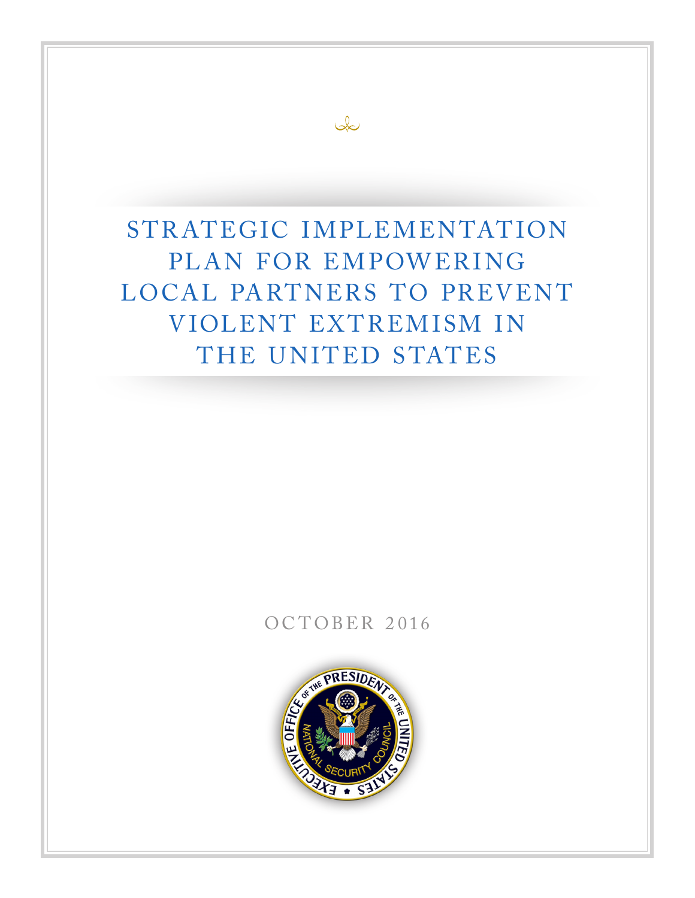# STRATEGIC IMPLEMENTATION PLAN FOR EMPOWERING LOCAL PARTNERS TO PREVENT VIOLENT EXTREMISM IN THE UNITED STATES

OCTOBER 2016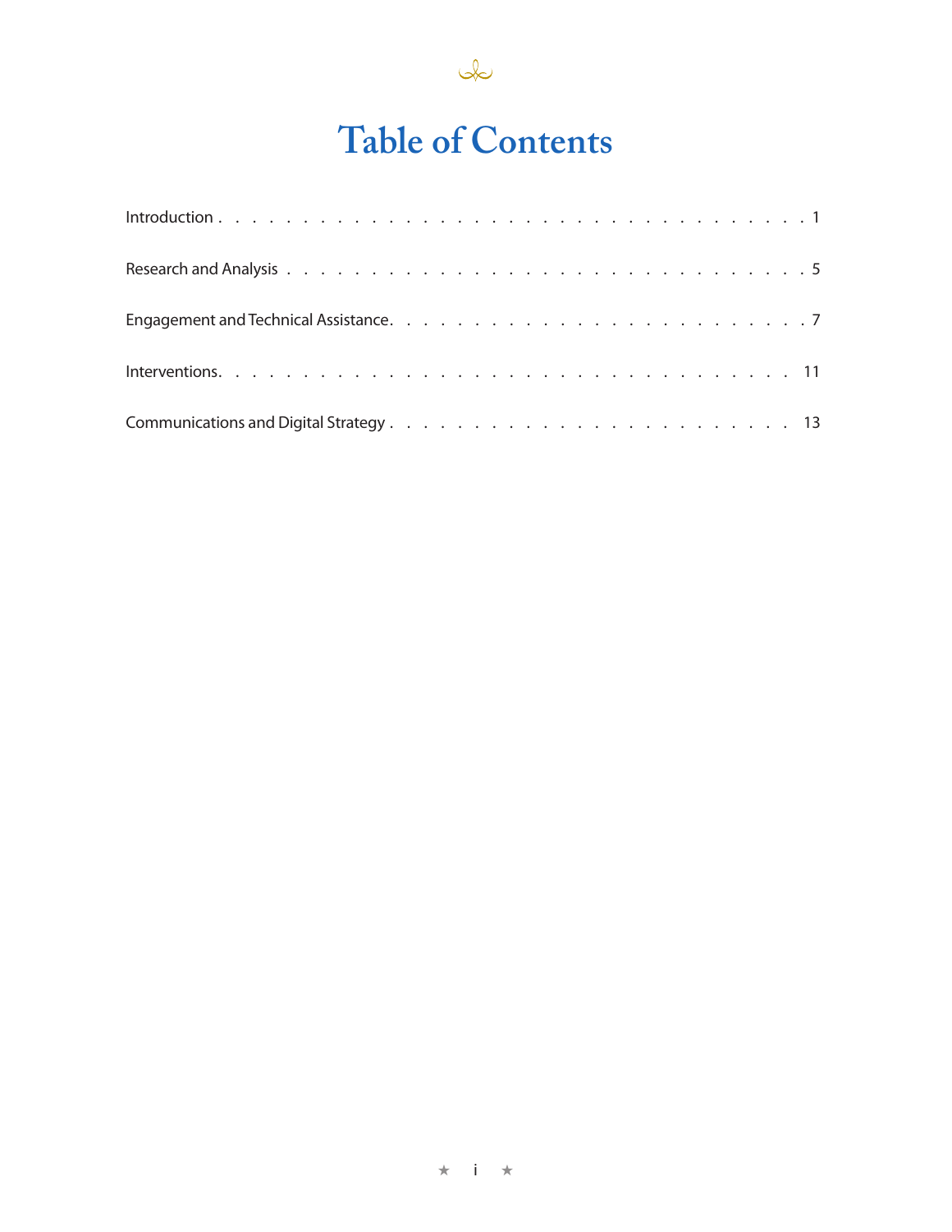# Table of Contents

Introduction . . . . . . . . . . . . . . . . . . . . . . . . . . . . . . . . . 1

Research and Analysis . . . . . . . . . . . . . . . . . . . . . . . . . . . . . 5

Engagement and Technical Assistance. . . . . . . . . . . . . . . . . . . . . . . 7

Interventions. . . . . . . . . . . . . . . . . . . . . . . . . . . . . . . . 11

Communications and Digital Strategy . . . . . . . . . . . . . . . . . . . . . . 13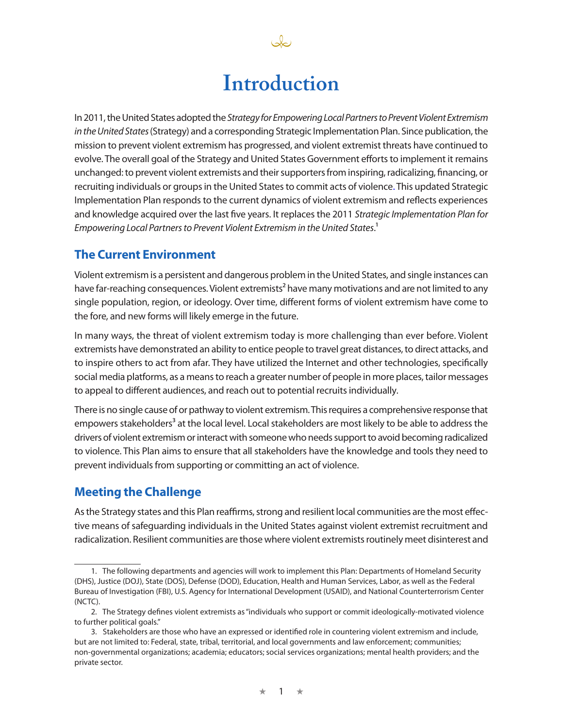# Introduction

In 2011, the United States adopted the *Strategy for Empowering Local Partners to Prevent Violent Extremism in the United States* (Strategy) and a corresponding Strategic Implementation Plan. Since publication, the mission to prevent violent extremism has progressed, and violent extremist threats have continued to evolve. The overall goal of the Strategy and United States Government efforts to implement it remains unchanged: to prevent violent extremists and their supporters from inspiring, radicalizing, financing, or recruiting individuals or groups in the United States to commit acts of violence. This updated Strategic Implementation Plan responds to the current dynamics of violent extremism and reflects experiences and knowledge acquired over the last five years. It replaces the 2011 *Strategic Implementation Plan for Empowering Local Partners to Prevent Violent Extremism in the United States*.[1]

## The Current Environment

Violent extremism is a persistent and dangerous problem in the United States, and single instances can have far-reaching consequences. Violent extremists[2] have many motivations and are not limited to any single population, region, or ideology. Over time, different forms of violent extremism have come to the fore, and new forms will likely emerge in the future.

In many ways, the threat of violent extremism today is more challenging than ever before. Violent extremists have demonstrated an ability to entice people to travel great distances, to direct attacks, and to inspire others to act from afar. They have utilized the Internet and other technologies, specifically social media platforms, as a means to reach a greater number of people in more places, tailor messages to appeal to different audiences, and reach out to potential recruits individually.

There is no single cause of or pathway to violent extremism. This requires a comprehensive response that empowers stakeholders[3] at the local level. Local stakeholders are most likely to be able to address the drivers of violent extremism or interact with someone who needs support to avoid becoming radicalized to violence. This Plan aims to ensure that all stakeholders have the knowledge and tools they need to prevent individuals from supporting or committing an act of violence.

## Meeting the Challenge

As the Strategy states and this Plan reaffirms, strong and resilient local communities are the most effective means of safeguarding individuals in the United States against violent extremist recruitment and radicalization. Resilient communities are those where violent extremists routinely meet disinterest and

---

1. The following departments and agencies will work to implement this Plan: Departments of Homeland Security (DHS), Justice (DOJ), State (DOS), Defense (DOD), Education, Health and Human Services, Labor, as well as the Federal Bureau of Investigation (FBI), U.S. Agency for International Development (USAID), and National Counterterrorism Center (NCTC).

2. The Strategy defines violent extremists as "individuals who support or commit ideologically-motivated violence to further political goals."

3. Stakeholders are those who have an expressed or identified role in countering violent extremism and include, but are not limited to: Federal, state, tribal, territorial, and local governments and law enforcement; communities; non-governmental organizations; academia; educators; social services organizations; mental health providers; and the private sector.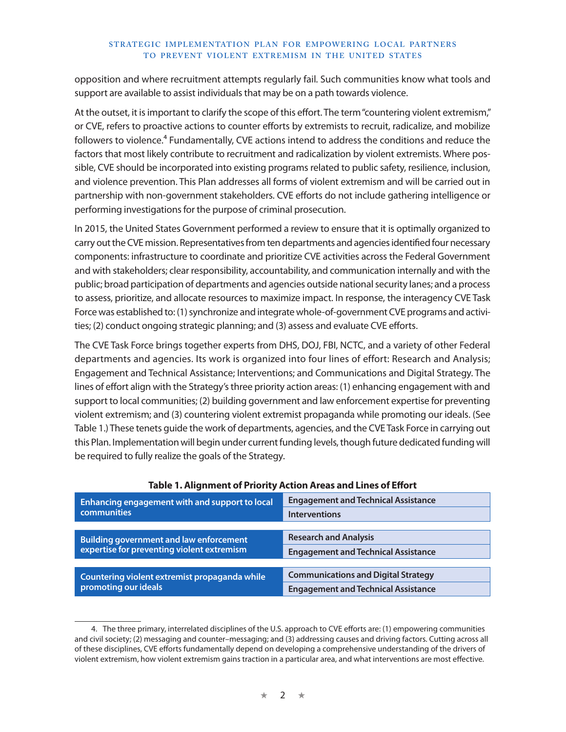opposition and where recruitment attempts regularly fail. Such communities know what tools and support are available to assist individuals that may be on a path towards violence.

At the outset, it is important to clarify the scope of this effort. The term "countering violent extremism," or CVE, refers to proactive actions to counter efforts by extremists to recruit, radicalize, and mobilize followers to violence.[4] Fundamentally, CVE actions intend to address the conditions and reduce the factors that most likely contribute to recruitment and radicalization by violent extremists. Where possible, CVE should be incorporated into existing programs related to public safety, resilience, inclusion, and violence prevention. This Plan addresses all forms of violent extremism and will be carried out in partnership with non-government stakeholders. CVE efforts do not include gathering intelligence or performing investigations for the purpose of criminal prosecution.

In 2015, the United States Government performed a review to ensure that it is optimally organized to carry out the CVE mission. Representatives from ten departments and agencies identified four necessary components: infrastructure to coordinate and prioritize CVE activities across the Federal Government and with stakeholders; clear responsibility, accountability, and communication internally and with the public; broad participation of departments and agencies outside national security lanes; and a process to assess, prioritize, and allocate resources to maximize impact. In response, the interagency CVE Task Force was established to: (1) synchronize and integrate whole-of-government CVE programs and activities; (2) conduct ongoing strategic planning; and (3) assess and evaluate CVE efforts.

The CVE Task Force brings together experts from DHS, DOJ, FBI, NCTC, and a variety of other Federal departments and agencies. Its work is organized into four lines of effort: Research and Analysis; Engagement and Technical Assistance; Interventions; and Communications and Digital Strategy. The lines of effort align with the Strategy's three priority action areas: (1) enhancing engagement with and support to local communities; (2) building government and law enforcement expertise for preventing violent extremism; and (3) countering violent extremist propaganda while promoting our ideals. (See Table 1.) These tenets guide the work of departments, agencies, and the CVE Task Force in carrying out this Plan. Implementation will begin under current funding levels, though future dedicated funding will be required to fully realize the goals of the Strategy.

**Table 1. Alignment of Priority Action Areas and Lines of Effort**

| Priority Action Area | Lines of Effort |
|---|---|
| **Enhancing engagement with and support to local communities** | **Engagement and Technical Assistance** |
| | **Interventions** |
| **Building government and law enforcement expertise for preventing violent extremism** | **Research and Analysis** |
| | **Engagement and Technical Assistance** |
| **Countering violent extremist propaganda while promoting our ideals** | **Communications and Digital Strategy** |
| | **Engagement and Technical Assistance** |

4. The three primary, interrelated disciplines of the U.S. approach to CVE efforts are: (1) empowering communities and civil society; (2) messaging and counter–messaging; and (3) addressing causes and driving factors. Cutting across all of these disciplines, CVE efforts fundamentally depend on developing a comprehensive understanding of the drivers of violent extremism, how violent extremism gains traction in a particular area, and what interventions are most effective.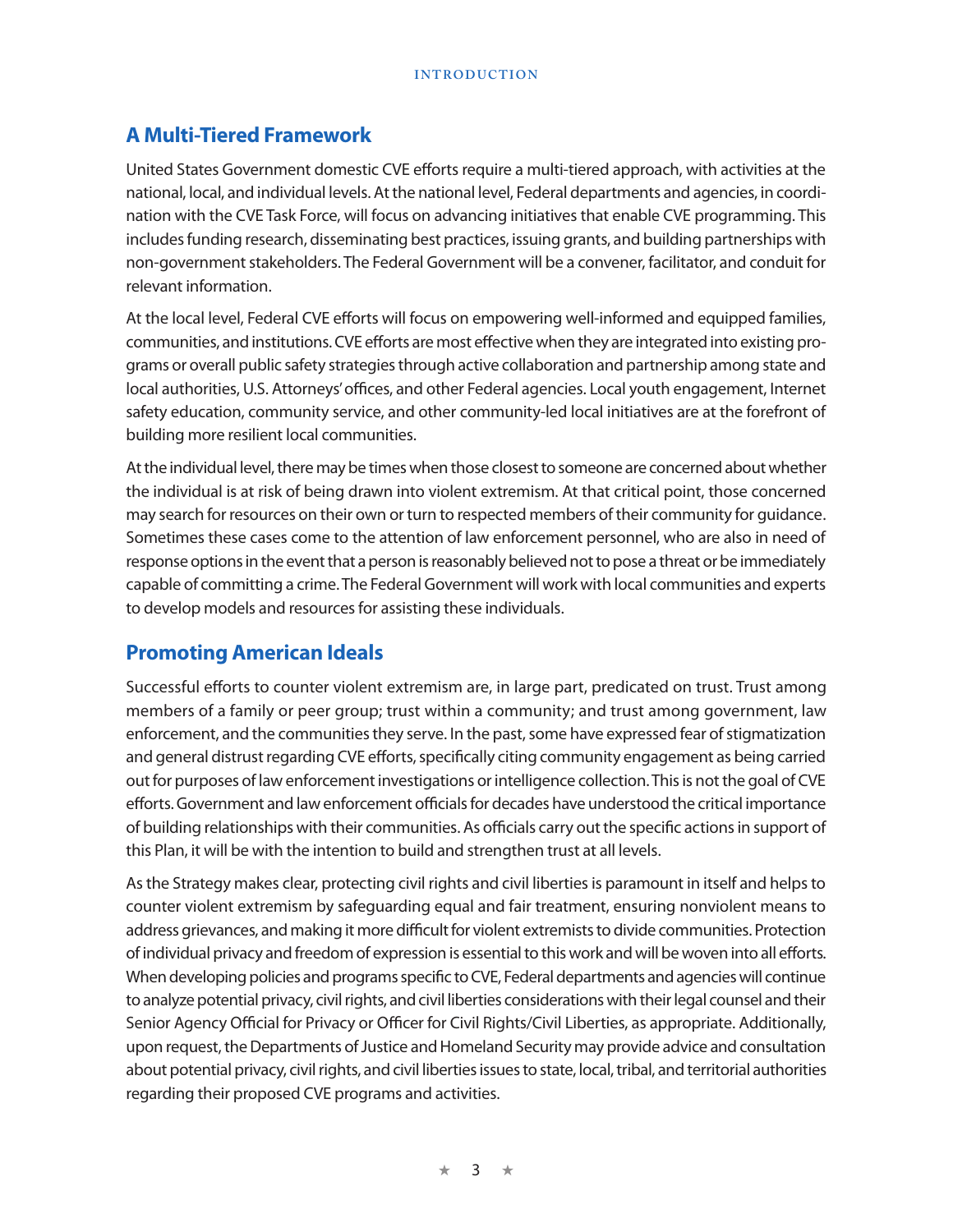## A Multi-Tiered Framework

United States Government domestic CVE efforts require a multi-tiered approach, with activities at the national, local, and individual levels. At the national level, Federal departments and agencies, in coordination with the CVE Task Force, will focus on advancing initiatives that enable CVE programming. This includes funding research, disseminating best practices, issuing grants, and building partnerships with non-government stakeholders. The Federal Government will be a convener, facilitator, and conduit for relevant information.

At the local level, Federal CVE efforts will focus on empowering well-informed and equipped families, communities, and institutions. CVE efforts are most effective when they are integrated into existing programs or overall public safety strategies through active collaboration and partnership among state and local authorities, U.S. Attorneys' offices, and other Federal agencies. Local youth engagement, Internet safety education, community service, and other community-led local initiatives are at the forefront of building more resilient local communities.

At the individual level, there may be times when those closest to someone are concerned about whether the individual is at risk of being drawn into violent extremism. At that critical point, those concerned may search for resources on their own or turn to respected members of their community for guidance. Sometimes these cases come to the attention of law enforcement personnel, who are also in need of response options in the event that a person is reasonably believed not to pose a threat or be immediately capable of committing a crime. The Federal Government will work with local communities and experts to develop models and resources for assisting these individuals.

## Promoting American Ideals

Successful efforts to counter violent extremism are, in large part, predicated on trust. Trust among members of a family or peer group; trust within a community; and trust among government, law enforcement, and the communities they serve. In the past, some have expressed fear of stigmatization and general distrust regarding CVE efforts, specifically citing community engagement as being carried out for purposes of law enforcement investigations or intelligence collection. This is not the goal of CVE efforts. Government and law enforcement officials for decades have understood the critical importance of building relationships with their communities. As officials carry out the specific actions in support of this Plan, it will be with the intention to build and strengthen trust at all levels.

As the Strategy makes clear, protecting civil rights and civil liberties is paramount in itself and helps to counter violent extremism by safeguarding equal and fair treatment, ensuring nonviolent means to address grievances, and making it more difficult for violent extremists to divide communities. Protection of individual privacy and freedom of expression is essential to this work and will be woven into all efforts. When developing policies and programs specific to CVE, Federal departments and agencies will continue to analyze potential privacy, civil rights, and civil liberties considerations with their legal counsel and their Senior Agency Official for Privacy or Officer for Civil Rights/Civil Liberties, as appropriate. Additionally, upon request, the Departments of Justice and Homeland Security may provide advice and consultation about potential privacy, civil rights, and civil liberties issues to state, local, tribal, and territorial authorities regarding their proposed CVE programs and activities.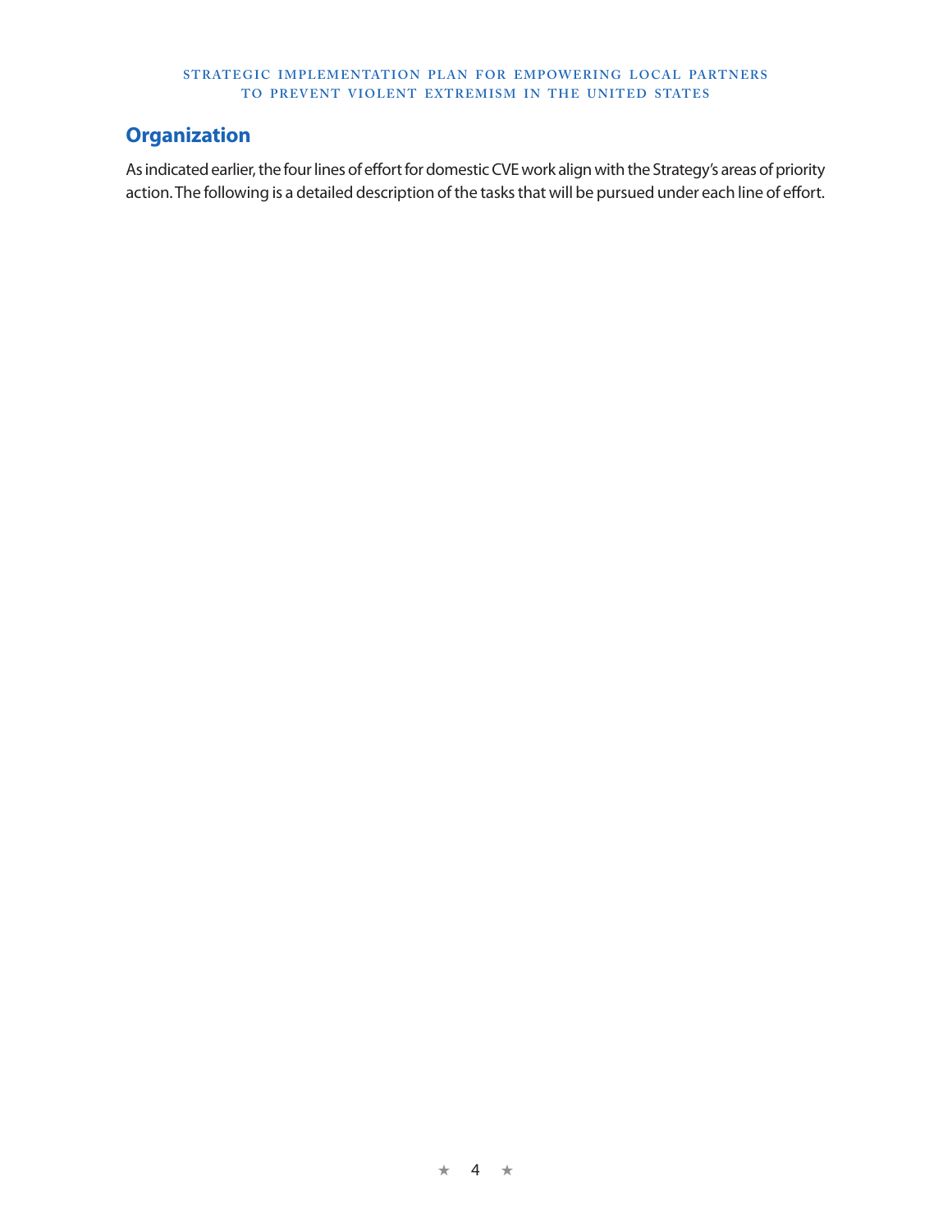## Organization

As indicated earlier, the four lines of effort for domestic CVE work align with the Strategy's areas of priority action. The following is a detailed description of the tasks that will be pursued under each line of effort.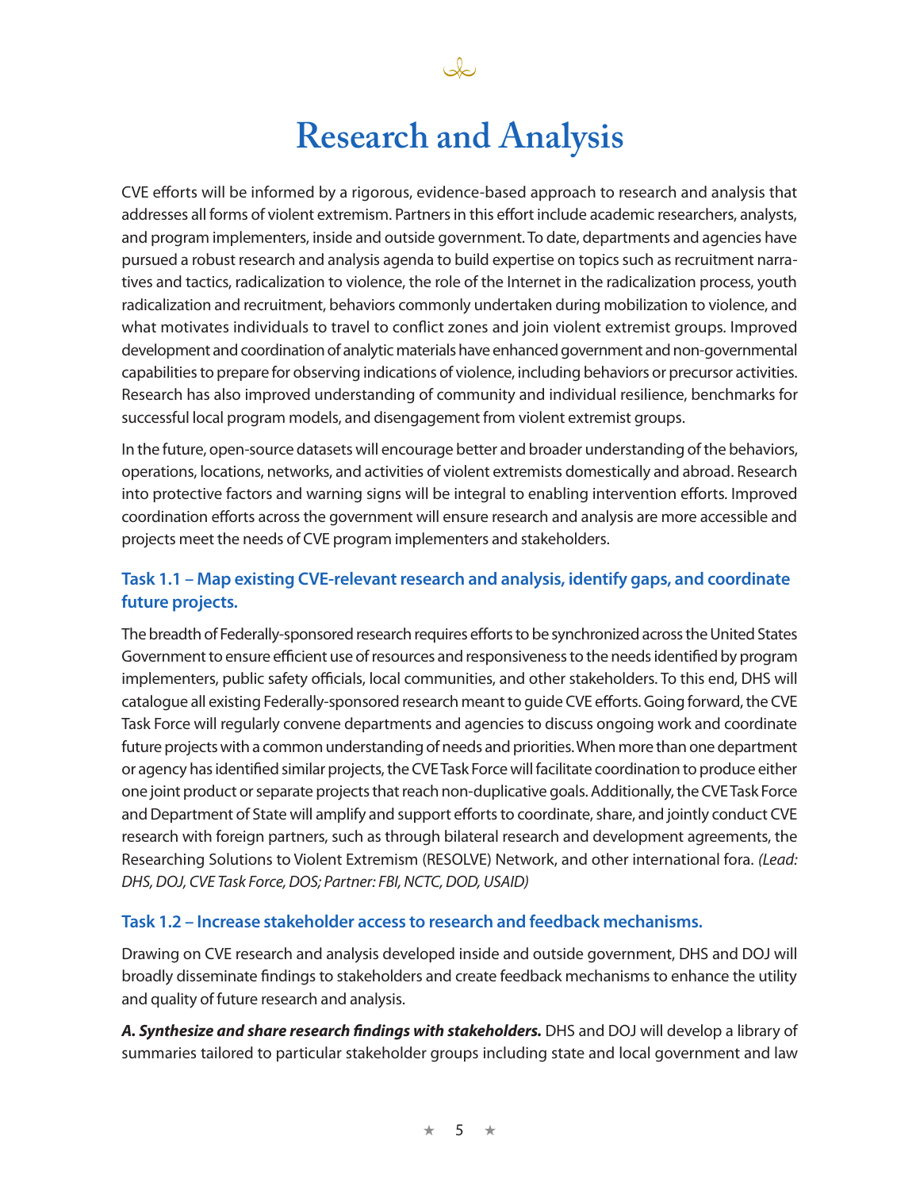# Research and Analysis

CVE efforts will be informed by a rigorous, evidence-based approach to research and analysis that addresses all forms of violent extremism. Partners in this effort include academic researchers, analysts, and program implementers, inside and outside government. To date, departments and agencies have pursued a robust research and analysis agenda to build expertise on topics such as recruitment narratives and tactics, radicalization to violence, the role of the Internet in the radicalization process, youth radicalization and recruitment, behaviors commonly undertaken during mobilization to violence, and what motivates individuals to travel to conflict zones and join violent extremist groups. Improved development and coordination of analytic materials have enhanced government and non-governmental capabilities to prepare for observing indications of violence, including behaviors or precursor activities. Research has also improved understanding of community and individual resilience, benchmarks for successful local program models, and disengagement from violent extremist groups.

In the future, open-source datasets will encourage better and broader understanding of the behaviors, operations, locations, networks, and activities of violent extremists domestically and abroad. Research into protective factors and warning signs will be integral to enabling intervention efforts. Improved coordination efforts across the government will ensure research and analysis are more accessible and projects meet the needs of CVE program implementers and stakeholders.

### Task 1.1 – Map existing CVE-relevant research and analysis, identify gaps, and coordinate future projects.

The breadth of Federally-sponsored research requires efforts to be synchronized across the United States Government to ensure efficient use of resources and responsiveness to the needs identified by program implementers, public safety officials, local communities, and other stakeholders. To this end, DHS will catalogue all existing Federally-sponsored research meant to guide CVE efforts. Going forward, the CVE Task Force will regularly convene departments and agencies to discuss ongoing work and coordinate future projects with a common understanding of needs and priorities. When more than one department or agency has identified similar projects, the CVE Task Force will facilitate coordination to produce either one joint product or separate projects that reach non-duplicative goals. Additionally, the CVE Task Force and Department of State will amplify and support efforts to coordinate, share, and jointly conduct CVE research with foreign partners, such as through bilateral research and development agreements, the Researching Solutions to Violent Extremism (RESOLVE) Network, and other international fora. *(Lead: DHS, DOJ, CVE Task Force, DOS; Partner: FBI, NCTC, DOD, USAID)*

### Task 1.2 – Increase stakeholder access to research and feedback mechanisms.

Drawing on CVE research and analysis developed inside and outside government, DHS and DOJ will broadly disseminate findings to stakeholders and create feedback mechanisms to enhance the utility and quality of future research and analysis.

***A. Synthesize and share research findings with stakeholders.*** DHS and DOJ will develop a library of summaries tailored to particular stakeholder groups including state and local government and law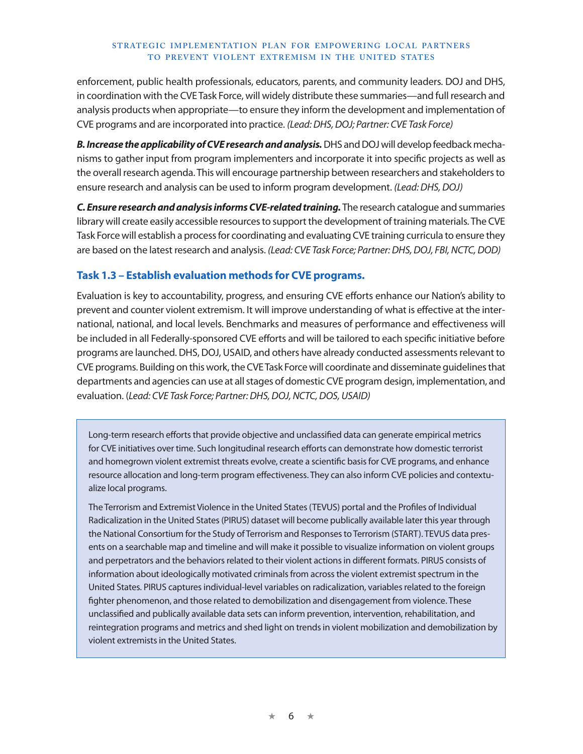enforcement, public health professionals, educators, parents, and community leaders. DOJ and DHS, in coordination with the CVE Task Force, will widely distribute these summaries—and full research and analysis products when appropriate—to ensure they inform the development and implementation of CVE programs and are incorporated into practice. *(Lead: DHS, DOJ; Partner: CVE Task Force)*

***B. Increase the applicability of CVE research and analysis.*** DHS and DOJ will develop feedback mechanisms to gather input from program implementers and incorporate it into specific projects as well as the overall research agenda. This will encourage partnership between researchers and stakeholders to ensure research and analysis can be used to inform program development. *(Lead: DHS, DOJ)*

***C. Ensure research and analysis informs CVE-related training.*** The research catalogue and summaries library will create easily accessible resources to support the development of training materials. The CVE Task Force will establish a process for coordinating and evaluating CVE training curricula to ensure they are based on the latest research and analysis. *(Lead: CVE Task Force; Partner: DHS, DOJ, FBI, NCTC, DOD)*

### Task 1.3 – Establish evaluation methods for CVE programs.

Evaluation is key to accountability, progress, and ensuring CVE efforts enhance our Nation's ability to prevent and counter violent extremism. It will improve understanding of what is effective at the international, national, and local levels. Benchmarks and measures of performance and effectiveness will be included in all Federally-sponsored CVE efforts and will be tailored to each specific initiative before programs are launched. DHS, DOJ, USAID, and others have already conducted assessments relevant to CVE programs. Building on this work, the CVE Task Force will coordinate and disseminate guidelines that departments and agencies can use at all stages of domestic CVE program design, implementation, and evaluation. (*Lead: CVE Task Force; Partner: DHS, DOJ, NCTC, DOS, USAID)*

> Long-term research efforts that provide objective and unclassified data can generate empirical metrics for CVE initiatives over time. Such longitudinal research efforts can demonstrate how domestic terrorist and homegrown violent extremist threats evolve, create a scientific basis for CVE programs, and enhance resource allocation and long-term program effectiveness. They can also inform CVE policies and contextualize local programs.
>
> The Terrorism and Extremist Violence in the United States (TEVUS) portal and the Profiles of Individual Radicalization in the United States (PIRUS) dataset will become publically available later this year through the National Consortium for the Study of Terrorism and Responses to Terrorism (START). TEVUS data presents on a searchable map and timeline and will make it possible to visualize information on violent groups and perpetrators and the behaviors related to their violent actions in different formats. PIRUS consists of information about ideologically motivated criminals from across the violent extremist spectrum in the United States. PIRUS captures individual-level variables on radicalization, variables related to the foreign fighter phenomenon, and those related to demobilization and disengagement from violence. These unclassified and publically available data sets can inform prevention, intervention, rehabilitation, and reintegration programs and metrics and shed light on trends in violent mobilization and demobilization by violent extremists in the United States.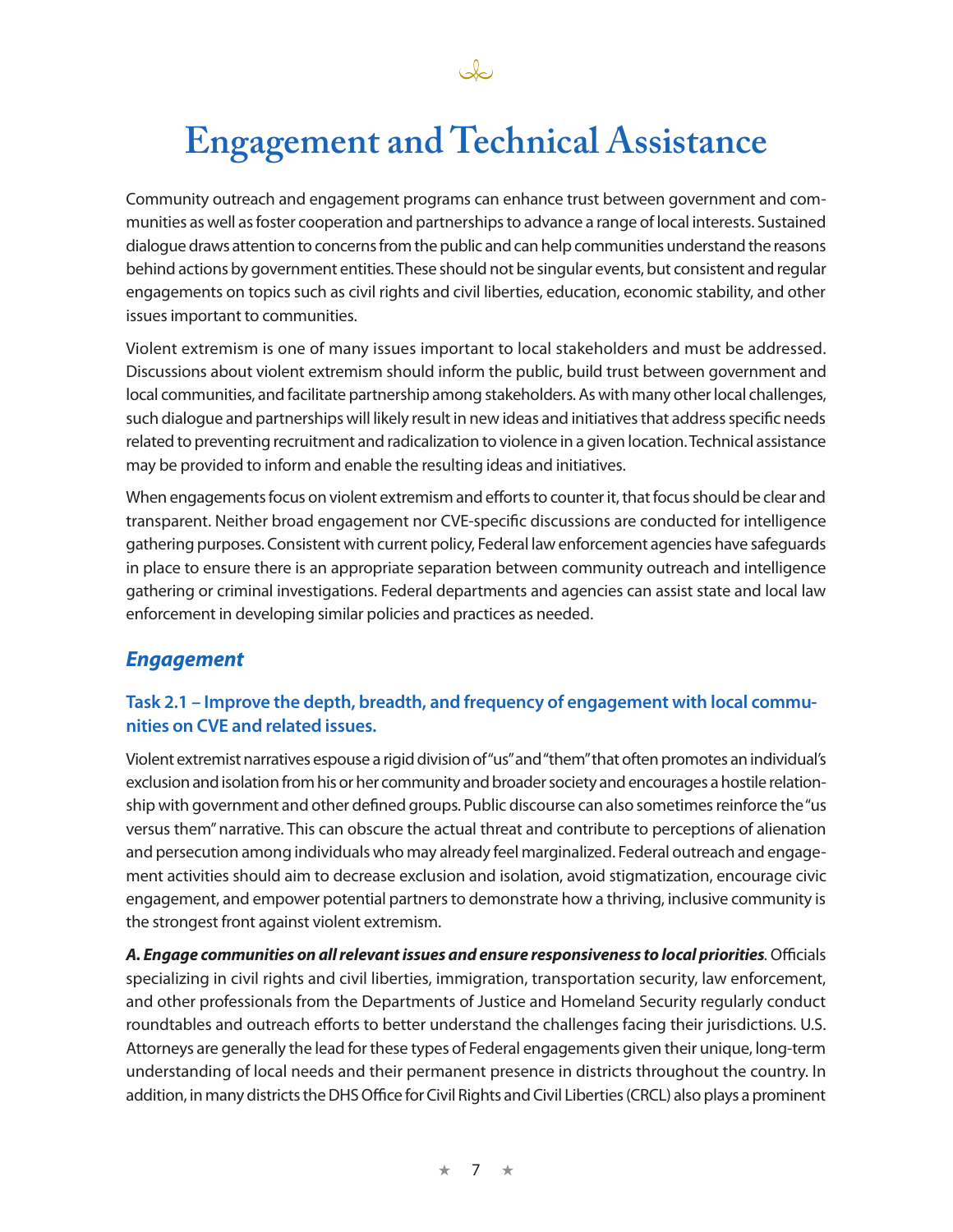# Engagement and Technical Assistance

Community outreach and engagement programs can enhance trust between government and communities as well as foster cooperation and partnerships to advance a range of local interests. Sustained dialogue draws attention to concerns from the public and can help communities understand the reasons behind actions by government entities. These should not be singular events, but consistent and regular engagements on topics such as civil rights and civil liberties, education, economic stability, and other issues important to communities.

Violent extremism is one of many issues important to local stakeholders and must be addressed. Discussions about violent extremism should inform the public, build trust between government and local communities, and facilitate partnership among stakeholders. As with many other local challenges, such dialogue and partnerships will likely result in new ideas and initiatives that address specific needs related to preventing recruitment and radicalization to violence in a given location. Technical assistance may be provided to inform and enable the resulting ideas and initiatives.

When engagements focus on violent extremism and efforts to counter it, that focus should be clear and transparent. Neither broad engagement nor CVE-specific discussions are conducted for intelligence gathering purposes. Consistent with current policy, Federal law enforcement agencies have safeguards in place to ensure there is an appropriate separation between community outreach and intelligence gathering or criminal investigations. Federal departments and agencies can assist state and local law enforcement in developing similar policies and practices as needed.

## *Engagement*

### Task 2.1 – Improve the depth, breadth, and frequency of engagement with local communities on CVE and related issues.

Violent extremist narratives espouse a rigid division of "us" and "them" that often promotes an individual's exclusion and isolation from his or her community and broader society and encourages a hostile relationship with government and other defined groups. Public discourse can also sometimes reinforce the "us versus them" narrative. This can obscure the actual threat and contribute to perceptions of alienation and persecution among individuals who may already feel marginalized. Federal outreach and engagement activities should aim to decrease exclusion and isolation, avoid stigmatization, encourage civic engagement, and empower potential partners to demonstrate how a thriving, inclusive community is the strongest front against violent extremism.

***A. Engage communities on all relevant issues and ensure responsiveness to local priorities*.** Officials specializing in civil rights and civil liberties, immigration, transportation security, law enforcement, and other professionals from the Departments of Justice and Homeland Security regularly conduct roundtables and outreach efforts to better understand the challenges facing their jurisdictions. U.S. Attorneys are generally the lead for these types of Federal engagements given their unique, long-term understanding of local needs and their permanent presence in districts throughout the country. In addition, in many districts the DHS Office for Civil Rights and Civil Liberties (CRCL) also plays a prominent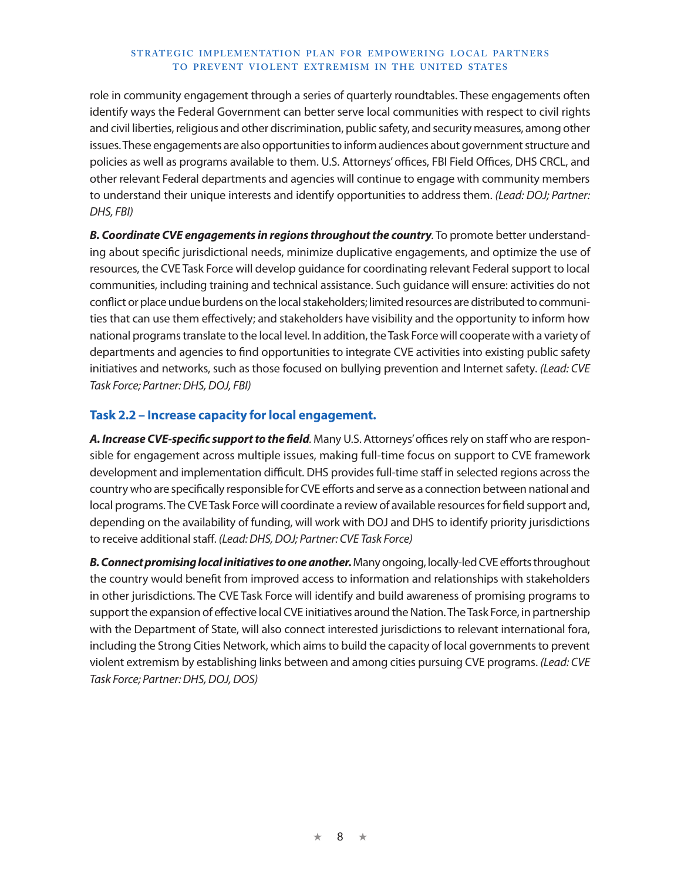role in community engagement through a series of quarterly roundtables. These engagements often identify ways the Federal Government can better serve local communities with respect to civil rights and civil liberties, religious and other discrimination, public safety, and security measures, among other issues. These engagements are also opportunities to inform audiences about government structure and policies as well as programs available to them. U.S. Attorneys' offices, FBI Field Offices, DHS CRCL, and other relevant Federal departments and agencies will continue to engage with community members to understand their unique interests and identify opportunities to address them. *(Lead: DOJ; Partner: DHS, FBI)*

***B. Coordinate CVE engagements in regions throughout the country***. To promote better understanding about specific jurisdictional needs, minimize duplicative engagements, and optimize the use of resources, the CVE Task Force will develop guidance for coordinating relevant Federal support to local communities, including training and technical assistance. Such guidance will ensure: activities do not conflict or place undue burdens on the local stakeholders; limited resources are distributed to communities that can use them effectively; and stakeholders have visibility and the opportunity to inform how national programs translate to the local level. In addition, the Task Force will cooperate with a variety of departments and agencies to find opportunities to integrate CVE activities into existing public safety initiatives and networks, such as those focused on bullying prevention and Internet safety. *(Lead: CVE Task Force; Partner: DHS, DOJ, FBI)*

### Task 2.2 – Increase capacity for local engagement.

***A. Increase CVE-specific support to the field***. Many U.S. Attorneys' offices rely on staff who are responsible for engagement across multiple issues, making full-time focus on support to CVE framework development and implementation difficult. DHS provides full-time staff in selected regions across the country who are specifically responsible for CVE efforts and serve as a connection between national and local programs. The CVE Task Force will coordinate a review of available resources for field support and, depending on the availability of funding, will work with DOJ and DHS to identify priority jurisdictions to receive additional staff. *(Lead: DHS, DOJ; Partner: CVE Task Force)*

***B. Connect promising local initiatives to one another.*** Many ongoing, locally-led CVE efforts throughout the country would benefit from improved access to information and relationships with stakeholders in other jurisdictions. The CVE Task Force will identify and build awareness of promising programs to support the expansion of effective local CVE initiatives around the Nation. The Task Force, in partnership with the Department of State, will also connect interested jurisdictions to relevant international fora, including the Strong Cities Network, which aims to build the capacity of local governments to prevent violent extremism by establishing links between and among cities pursuing CVE programs. *(Lead: CVE Task Force; Partner: DHS, DOJ, DOS)*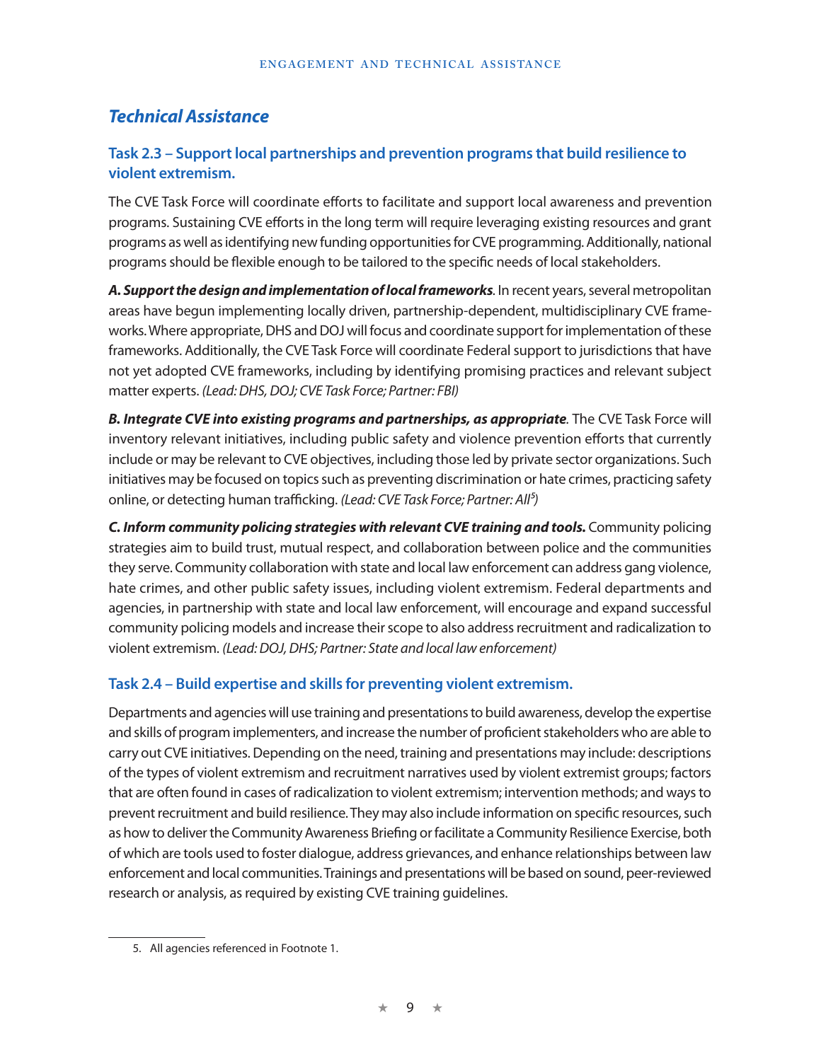## *Technical Assistance*

### Task 2.3 – Support local partnerships and prevention programs that build resilience to violent extremism.

The CVE Task Force will coordinate efforts to facilitate and support local awareness and prevention programs. Sustaining CVE efforts in the long term will require leveraging existing resources and grant programs as well as identifying new funding opportunities for CVE programming. Additionally, national programs should be flexible enough to be tailored to the specific needs of local stakeholders.

***A. Support the design and implementation of local frameworks***. In recent years, several metropolitan areas have begun implementing locally driven, partnership-dependent, multidisciplinary CVE frameworks. Where appropriate, DHS and DOJ will focus and coordinate support for implementation of these frameworks. Additionally, the CVE Task Force will coordinate Federal support to jurisdictions that have not yet adopted CVE frameworks, including by identifying promising practices and relevant subject matter experts. *(Lead: DHS, DOJ; CVE Task Force; Partner: FBI)*

***B. Integrate CVE into existing programs and partnerships, as appropriate***. The CVE Task Force will inventory relevant initiatives, including public safety and violence prevention efforts that currently include or may be relevant to CVE objectives, including those led by private sector organizations. Such initiatives may be focused on topics such as preventing discrimination or hate crimes, practicing safety online, or detecting human trafficking. *(Lead: CVE Task Force; Partner: All[5])*

***C. Inform community policing strategies with relevant CVE training and tools.*** Community policing strategies aim to build trust, mutual respect, and collaboration between police and the communities they serve. Community collaboration with state and local law enforcement can address gang violence, hate crimes, and other public safety issues, including violent extremism. Federal departments and agencies, in partnership with state and local law enforcement, will encourage and expand successful community policing models and increase their scope to also address recruitment and radicalization to violent extremism. *(Lead: DOJ, DHS; Partner: State and local law enforcement)*

### Task 2.4 – Build expertise and skills for preventing violent extremism.

Departments and agencies will use training and presentations to build awareness, develop the expertise and skills of program implementers, and increase the number of proficient stakeholders who are able to carry out CVE initiatives. Depending on the need, training and presentations may include: descriptions of the types of violent extremism and recruitment narratives used by violent extremist groups; factors that are often found in cases of radicalization to violent extremism; intervention methods; and ways to prevent recruitment and build resilience. They may also include information on specific resources, such as how to deliver the Community Awareness Briefing or facilitate a Community Resilience Exercise, both of which are tools used to foster dialogue, address grievances, and enhance relationships between law enforcement and local communities. Trainings and presentations will be based on sound, peer-reviewed research or analysis, as required by existing CVE training guidelines.

---

5. All agencies referenced in Footnote 1.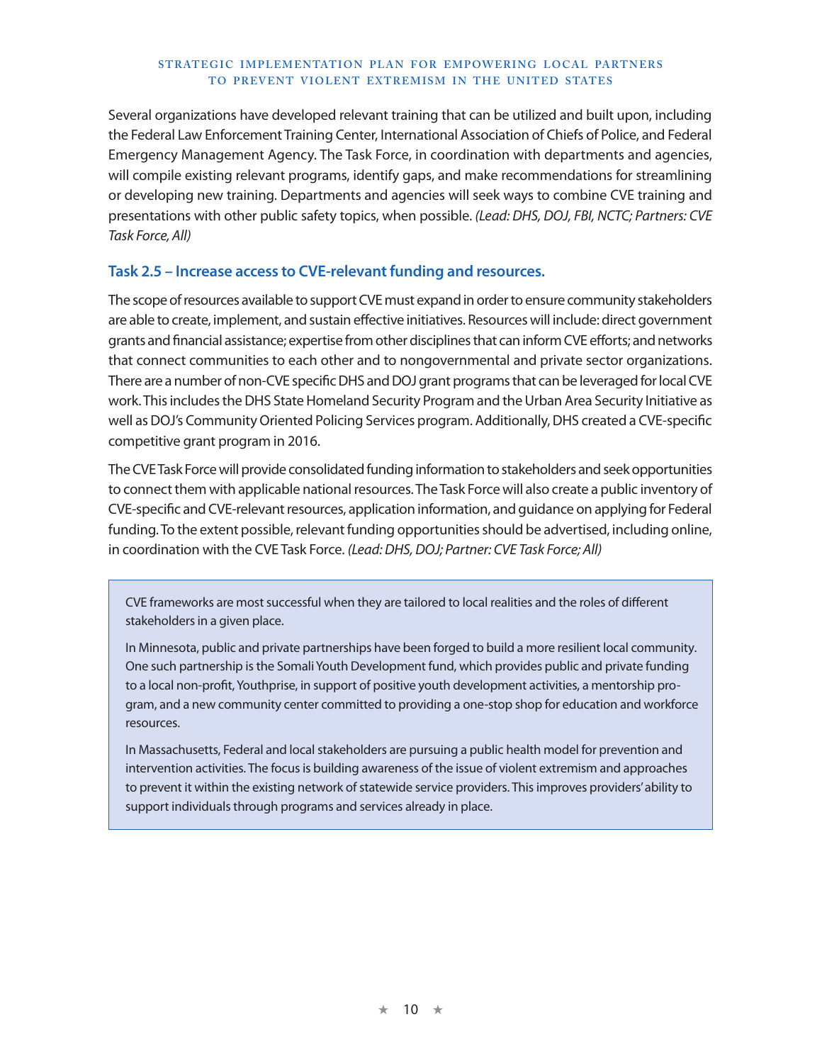Several organizations have developed relevant training that can be utilized and built upon, including the Federal Law Enforcement Training Center, International Association of Chiefs of Police, and Federal Emergency Management Agency. The Task Force, in coordination with departments and agencies, will compile existing relevant programs, identify gaps, and make recommendations for streamlining or developing new training. Departments and agencies will seek ways to combine CVE training and presentations with other public safety topics, when possible. *(Lead: DHS, DOJ, FBI, NCTC; Partners: CVE Task Force, All)*

### Task 2.5 – Increase access to CVE-relevant funding and resources.

The scope of resources available to support CVE must expand in order to ensure community stakeholders are able to create, implement, and sustain effective initiatives. Resources will include: direct government grants and financial assistance; expertise from other disciplines that can inform CVE efforts; and networks that connect communities to each other and to nongovernmental and private sector organizations. There are a number of non-CVE specific DHS and DOJ grant programs that can be leveraged for local CVE work. This includes the DHS State Homeland Security Program and the Urban Area Security Initiative as well as DOJ's Community Oriented Policing Services program. Additionally, DHS created a CVE-specific competitive grant program in 2016.

The CVE Task Force will provide consolidated funding information to stakeholders and seek opportunities to connect them with applicable national resources. The Task Force will also create a public inventory of CVE-specific and CVE-relevant resources, application information, and guidance on applying for Federal funding. To the extent possible, relevant funding opportunities should be advertised, including online, in coordination with the CVE Task Force. *(Lead: DHS, DOJ; Partner: CVE Task Force; All)*

> CVE frameworks are most successful when they are tailored to local realities and the roles of different stakeholders in a given place.
>
> In Minnesota, public and private partnerships have been forged to build a more resilient local community. One such partnership is the Somali Youth Development fund, which provides public and private funding to a local non-profit, Youthprise, in support of positive youth development activities, a mentorship program, and a new community center committed to providing a one-stop shop for education and workforce resources.
>
> In Massachusetts, Federal and local stakeholders are pursuing a public health model for prevention and intervention activities. The focus is building awareness of the issue of violent extremism and approaches to prevent it within the existing network of statewide service providers. This improves providers' ability to support individuals through programs and services already in place.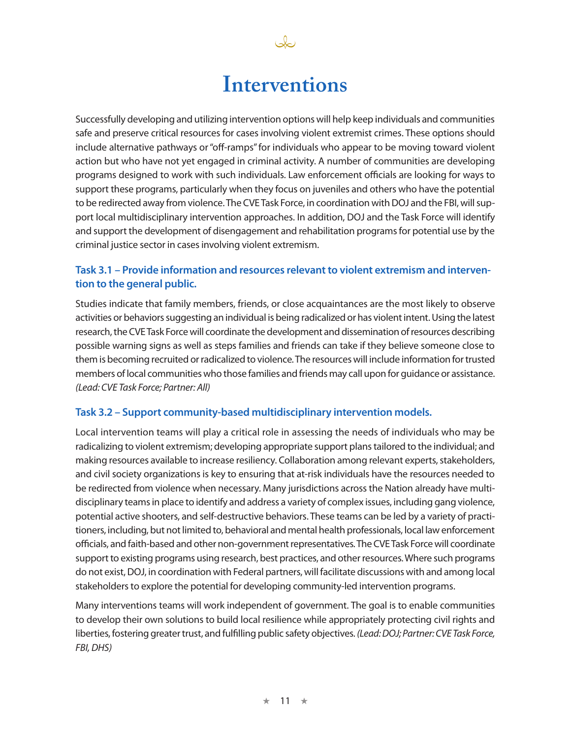# Interventions

Successfully developing and utilizing intervention options will help keep individuals and communities safe and preserve critical resources for cases involving violent extremist crimes. These options should include alternative pathways or "off-ramps" for individuals who appear to be moving toward violent action but who have not yet engaged in criminal activity. A number of communities are developing programs designed to work with such individuals. Law enforcement officials are looking for ways to support these programs, particularly when they focus on juveniles and others who have the potential to be redirected away from violence. The CVE Task Force, in coordination with DOJ and the FBI, will support local multidisciplinary intervention approaches. In addition, DOJ and the Task Force will identify and support the development of disengagement and rehabilitation programs for potential use by the criminal justice sector in cases involving violent extremism.

### Task 3.1 – Provide information and resources relevant to violent extremism and intervention to the general public.

Studies indicate that family members, friends, or close acquaintances are the most likely to observe activities or behaviors suggesting an individual is being radicalized or has violent intent. Using the latest research, the CVE Task Force will coordinate the development and dissemination of resources describing possible warning signs as well as steps families and friends can take if they believe someone close to them is becoming recruited or radicalized to violence. The resources will include information for trusted members of local communities who those families and friends may call upon for guidance or assistance. *(Lead: CVE Task Force; Partner: All)*

### Task 3.2 – Support community-based multidisciplinary intervention models.

Local intervention teams will play a critical role in assessing the needs of individuals who may be radicalizing to violent extremism; developing appropriate support plans tailored to the individual; and making resources available to increase resiliency. Collaboration among relevant experts, stakeholders, and civil society organizations is key to ensuring that at-risk individuals have the resources needed to be redirected from violence when necessary. Many jurisdictions across the Nation already have multidisciplinary teams in place to identify and address a variety of complex issues, including gang violence, potential active shooters, and self-destructive behaviors. These teams can be led by a variety of practitioners, including, but not limited to, behavioral and mental health professionals, local law enforcement officials, and faith-based and other non-government representatives. The CVE Task Force will coordinate support to existing programs using research, best practices, and other resources. Where such programs do not exist, DOJ, in coordination with Federal partners, will facilitate discussions with and among local stakeholders to explore the potential for developing community-led intervention programs.

Many interventions teams will work independent of government. The goal is to enable communities to develop their own solutions to build local resilience while appropriately protecting civil rights and liberties, fostering greater trust, and fulfilling public safety objectives. *(Lead: DOJ; Partner: CVE Task Force, FBI, DHS)*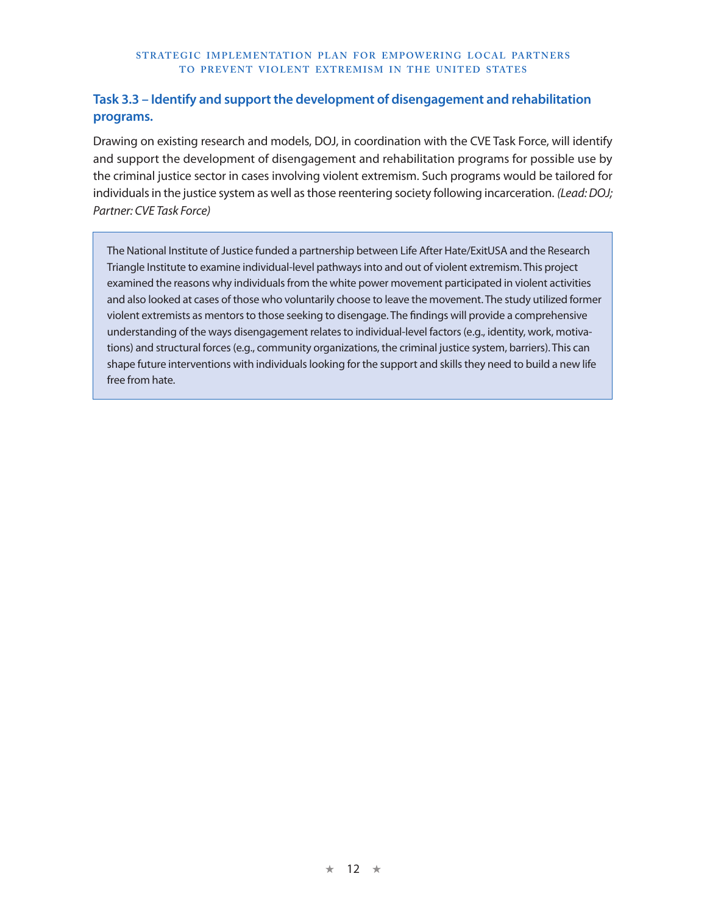### Task 3.3 – Identify and support the development of disengagement and rehabilitation programs.

Drawing on existing research and models, DOJ, in coordination with the CVE Task Force, will identify and support the development of disengagement and rehabilitation programs for possible use by the criminal justice sector in cases involving violent extremism. Such programs would be tailored for individuals in the justice system as well as those reentering society following incarceration. *(Lead: DOJ; Partner: CVE Task Force)*

> The National Institute of Justice funded a partnership between Life After Hate/ExitUSA and the Research Triangle Institute to examine individual-level pathways into and out of violent extremism. This project examined the reasons why individuals from the white power movement participated in violent activities and also looked at cases of those who voluntarily choose to leave the movement. The study utilized former violent extremists as mentors to those seeking to disengage. The findings will provide a comprehensive understanding of the ways disengagement relates to individual-level factors (e.g., identity, work, motivations) and structural forces (e.g., community organizations, the criminal justice system, barriers). This can shape future interventions with individuals looking for the support and skills they need to build a new life free from hate.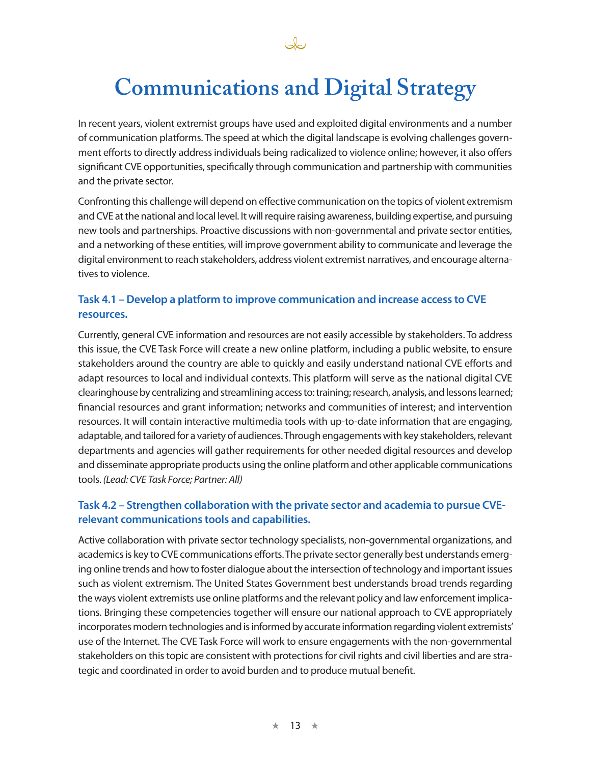# Communications and Digital Strategy

In recent years, violent extremist groups have used and exploited digital environments and a number of communication platforms. The speed at which the digital landscape is evolving challenges government efforts to directly address individuals being radicalized to violence online; however, it also offers significant CVE opportunities, specifically through communication and partnership with communities and the private sector.

Confronting this challenge will depend on effective communication on the topics of violent extremism and CVE at the national and local level. It will require raising awareness, building expertise, and pursuing new tools and partnerships. Proactive discussions with non-governmental and private sector entities, and a networking of these entities, will improve government ability to communicate and leverage the digital environment to reach stakeholders, address violent extremist narratives, and encourage alternatives to violence.

### Task 4.1 – Develop a platform to improve communication and increase access to CVE resources.

Currently, general CVE information and resources are not easily accessible by stakeholders. To address this issue, the CVE Task Force will create a new online platform, including a public website, to ensure stakeholders around the country are able to quickly and easily understand national CVE efforts and adapt resources to local and individual contexts. This platform will serve as the national digital CVE clearinghouse by centralizing and streamlining access to: training; research, analysis, and lessons learned; financial resources and grant information; networks and communities of interest; and intervention resources. It will contain interactive multimedia tools with up-to-date information that are engaging, adaptable, and tailored for a variety of audiences. Through engagements with key stakeholders, relevant departments and agencies will gather requirements for other needed digital resources and develop and disseminate appropriate products using the online platform and other applicable communications tools. *(Lead: CVE Task Force; Partner: All)*

### Task 4.2 – Strengthen collaboration with the private sector and academia to pursue CVE-relevant communications tools and capabilities.

Active collaboration with private sector technology specialists, non-governmental organizations, and academics is key to CVE communications efforts. The private sector generally best understands emerging online trends and how to foster dialogue about the intersection of technology and important issues such as violent extremism. The United States Government best understands broad trends regarding the ways violent extremists use online platforms and the relevant policy and law enforcement implications. Bringing these competencies together will ensure our national approach to CVE appropriately incorporates modern technologies and is informed by accurate information regarding violent extremists' use of the Internet. The CVE Task Force will work to ensure engagements with the non-governmental stakeholders on this topic are consistent with protections for civil rights and civil liberties and are strategic and coordinated in order to avoid burden and to produce mutual benefit.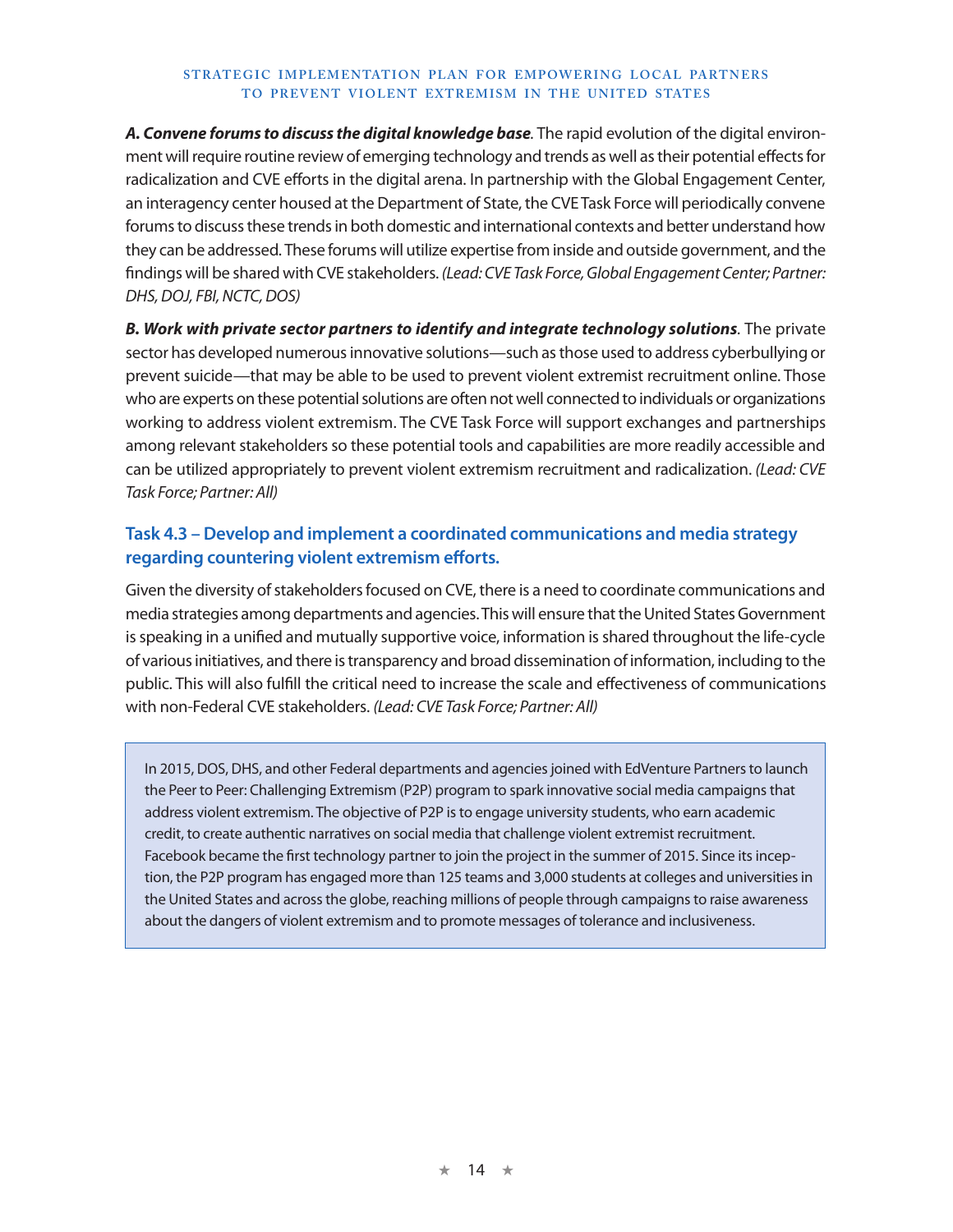***A. Convene forums to discuss the digital knowledge base***. The rapid evolution of the digital environment will require routine review of emerging technology and trends as well as their potential effects for radicalization and CVE efforts in the digital arena. In partnership with the Global Engagement Center, an interagency center housed at the Department of State, the CVE Task Force will periodically convene forums to discuss these trends in both domestic and international contexts and better understand how they can be addressed. These forums will utilize expertise from inside and outside government, and the findings will be shared with CVE stakeholders. *(Lead: CVE Task Force, Global Engagement Center; Partner: DHS, DOJ, FBI, NCTC, DOS)*

***B. Work with private sector partners to identify and integrate technology solutions***. The private sector has developed numerous innovative solutions—such as those used to address cyberbullying or prevent suicide—that may be able to be used to prevent violent extremist recruitment online. Those who are experts on these potential solutions are often not well connected to individuals or organizations working to address violent extremism. The CVE Task Force will support exchanges and partnerships among relevant stakeholders so these potential tools and capabilities are more readily accessible and can be utilized appropriately to prevent violent extremism recruitment and radicalization. *(Lead: CVE Task Force; Partner: All)*

### Task 4.3 – Develop and implement a coordinated communications and media strategy regarding countering violent extremism efforts.

Given the diversity of stakeholders focused on CVE, there is a need to coordinate communications and media strategies among departments and agencies. This will ensure that the United States Government is speaking in a unified and mutually supportive voice, information is shared throughout the life-cycle of various initiatives, and there is transparency and broad dissemination of information, including to the public. This will also fulfill the critical need to increase the scale and effectiveness of communications with non-Federal CVE stakeholders. *(Lead: CVE Task Force; Partner: All)*

> In 2015, DOS, DHS, and other Federal departments and agencies joined with EdVenture Partners to launch the Peer to Peer: Challenging Extremism (P2P) program to spark innovative social media campaigns that address violent extremism. The objective of P2P is to engage university students, who earn academic credit, to create authentic narratives on social media that challenge violent extremist recruitment. Facebook became the first technology partner to join the project in the summer of 2015. Since its inception, the P2P program has engaged more than 125 teams and 3,000 students at colleges and universities in the United States and across the globe, reaching millions of people through campaigns to raise awareness about the dangers of violent extremism and to promote messages of tolerance and inclusiveness.